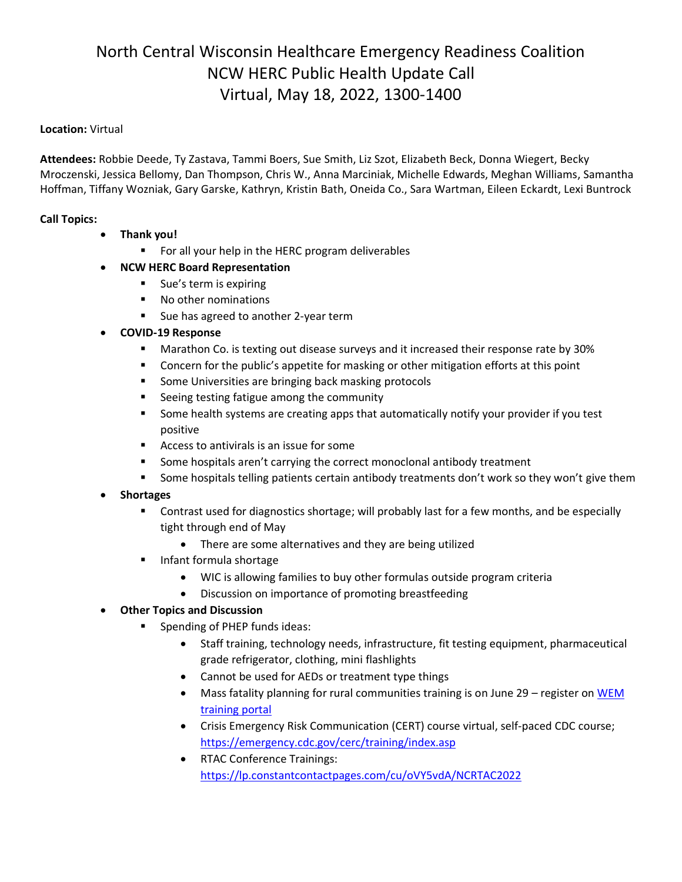# North Central Wisconsin Healthcare Emergency Readiness Coalition
# NCW HERC Public Health Update Call
# Virtual, May 18, 2022, 1300-1400

**Location:** Virtual

**Attendees:** Robbie Deede, Ty Zastava, Tammi Boers, Sue Smith, Liz Szot, Elizabeth Beck, Donna Wiegert, Becky Mroczenski, Jessica Bellomy, Dan Thompson, Chris W., Anna Marciniak, Michelle Edwards, Meghan Williams, Samantha Hoffman, Tiffany Wozniak, Gary Garske, Kathryn, Kristin Bath, Oneida Co., Sara Wartman, Eileen Eckardt, Lexi Buntrock

**Call Topics:**

- **Thank you!**
  - For all your help in the HERC program deliverables
- **NCW HERC Board Representation**
  - Sue's term is expiring
  - No other nominations
  - Sue has agreed to another 2-year term
- **COVID-19 Response**
  - Marathon Co. is texting out disease surveys and it increased their response rate by 30%
  - Concern for the public's appetite for masking or other mitigation efforts at this point
  - Some Universities are bringing back masking protocols
  - Seeing testing fatigue among the community
  - Some health systems are creating apps that automatically notify your provider if you test positive
  - Access to antivirals is an issue for some
  - Some hospitals aren't carrying the correct monoclonal antibody treatment
  - Some hospitals telling patients certain antibody treatments don't work so they won't give them
- **Shortages**
  - Contrast used for diagnostics shortage; will probably last for a few months, and be especially tight through end of May
    - There are some alternatives and they are being utilized
  - Infant formula shortage
    - WIC is allowing families to buy other formulas outside program criteria
    - Discussion on importance of promoting breastfeeding
- **Other Topics and Discussion**
  - Spending of PHEP funds ideas:
    - Staff training, technology needs, infrastructure, fit testing equipment, pharmaceutical grade refrigerator, clothing, mini flashlights
    - Cannot be used for AEDs or treatment type things
    - Mass fatality planning for rural communities training is on June 29 – register on WEM training portal
    - Crisis Emergency Risk Communication (CERT) course virtual, self-paced CDC course; https://emergency.cdc.gov/cerc/training/index.asp
    - RTAC Conference Trainings: https://lp.constantcontactpages.com/cu/oVY5vdA/NCRTAC2022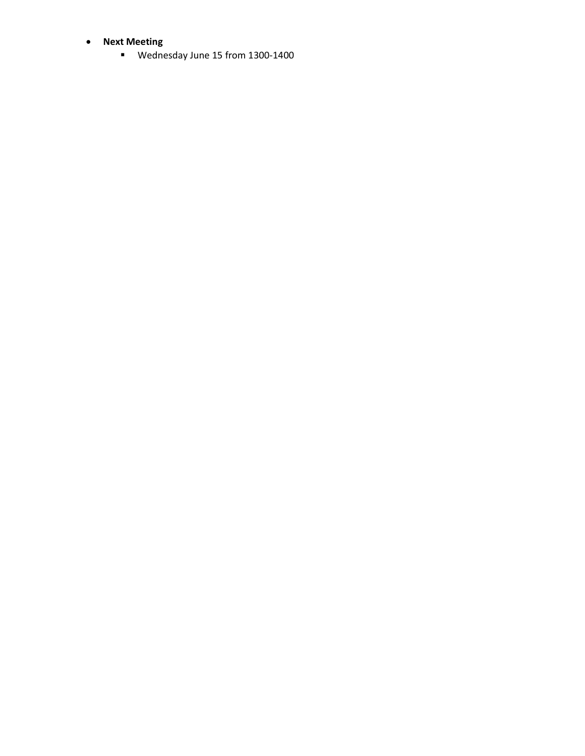- **Next Meeting**
  - Wednesday June 15 from 1300-1400